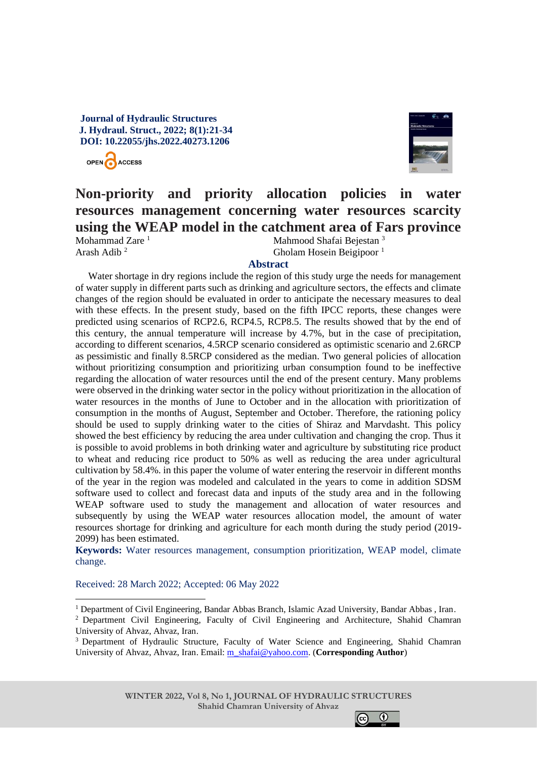**Journal of Hydraulic Structures**
**J. Hydraul. Struct., 2022; 8(1):21-34**
**DOI: 10.22055/jhs.2022.40273.1206**

# Non-priority and priority allocation policies in water resources management concerning water resources scarcity using the WEAP model in the catchment area of Fars province

Mohammad Zare [1]
Arash Adib [2]
Mahmood Shafai Bejestan [3]
Gholam Hosein Beigipoor [1]

## Abstract

Water shortage in dry regions include the region of this study urge the needs for management of water supply in different parts such as drinking and agriculture sectors, the effects and climate changes of the region should be evaluated in order to anticipate the necessary measures to deal with these effects. In the present study, based on the fifth IPCC reports, these changes were predicted using scenarios of RCP2.6, RCP4.5, RCP8.5. The results showed that by the end of this century, the annual temperature will increase by 4.7%, but in the case of precipitation, according to different scenarios, 4.5RCP scenario considered as optimistic scenario and 2.6RCP as pessimistic and finally 8.5RCP considered as the median. Two general policies of allocation without prioritizing consumption and prioritizing urban consumption found to be ineffective regarding the allocation of water resources until the end of the present century. Many problems were observed in the drinking water sector in the policy without prioritization in the allocation of water resources in the months of June to October and in the allocation with prioritization of consumption in the months of August, September and October. Therefore, the rationing policy should be used to supply drinking water to the cities of Shiraz and Marvdasht. This policy showed the best efficiency by reducing the area under cultivation and changing the crop. Thus it is possible to avoid problems in both drinking water and agriculture by substituting rice product to wheat and reducing rice product to 50% as well as reducing the area under agricultural cultivation by 58.4%. in this paper the volume of water entering the reservoir in different months of the year in the region was modeled and calculated in the years to come in addition SDSM software used to collect and forecast data and inputs of the study area and in the following WEAP software used to study the management and allocation of water resources and subsequently by using the WEAP water resources allocation model, the amount of water resources shortage for drinking and agriculture for each month during the study period (2019-2099) has been estimated.

**Keywords:** Water resources management, consumption prioritization, WEAP model, climate change.

Received: 28 March 2022; Accepted: 06 May 2022

---

[1] Department of Civil Engineering, Bandar Abbas Branch, Islamic Azad University, Bandar Abbas , Iran.
[2] Department Civil Engineering, Faculty of Civil Engineering and Architecture, Shahid Chamran University of Ahvaz, Ahvaz, Iran.
[3] Department of Hydraulic Structure, Faculty of Water Science and Engineering, Shahid Chamran University of Ahvaz, Ahvaz, Iran. Email: m_shafai@yahoo.com. (**Corresponding Author**)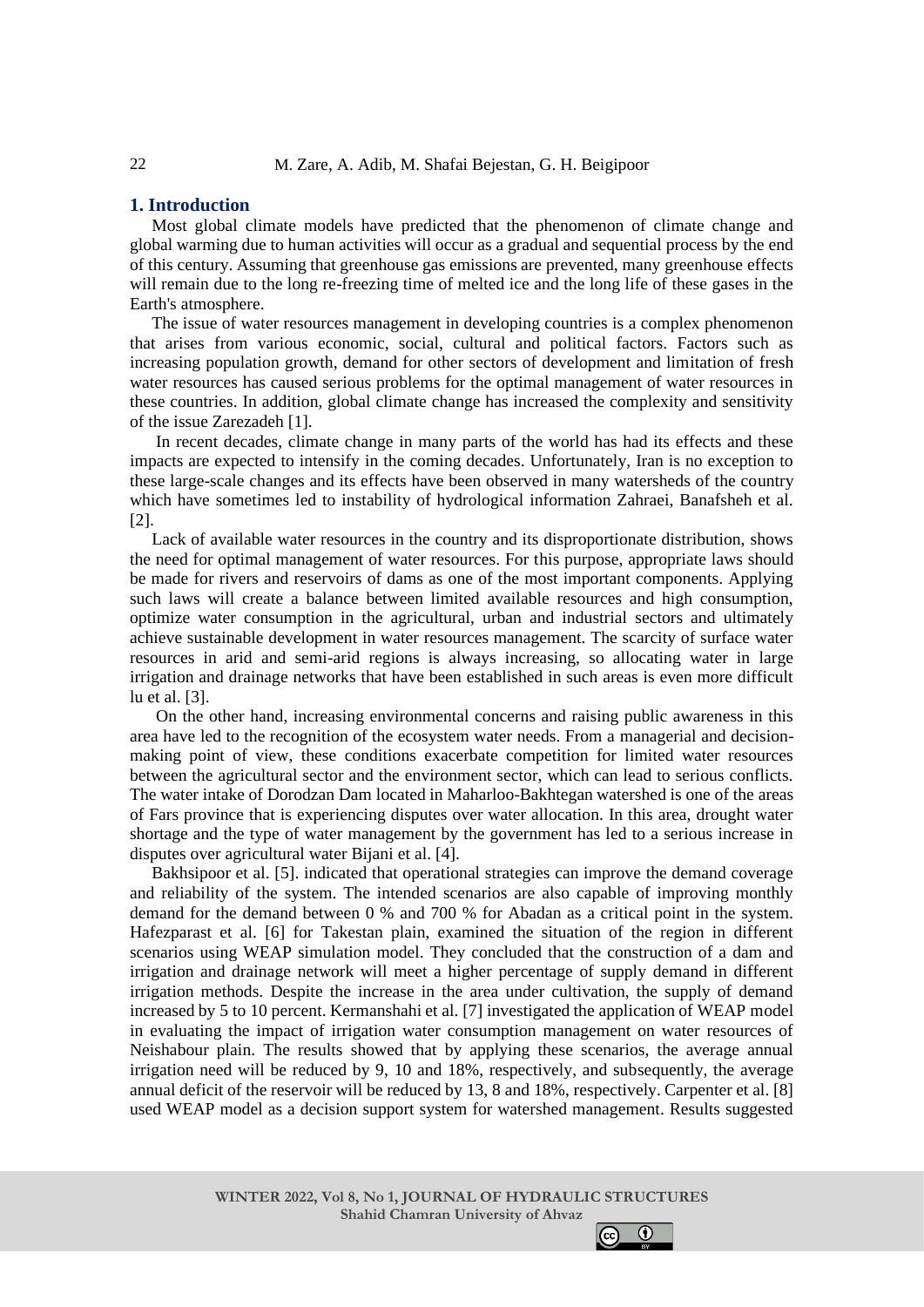## 1. Introduction

Most global climate models have predicted that the phenomenon of climate change and global warming due to human activities will occur as a gradual and sequential process by the end of this century. Assuming that greenhouse gas emissions are prevented, many greenhouse effects will remain due to the long re-freezing time of melted ice and the long life of these gases in the Earth's atmosphere.

The issue of water resources management in developing countries is a complex phenomenon that arises from various economic, social, cultural and political factors. Factors such as increasing population growth, demand for other sectors of development and limitation of fresh water resources has caused serious problems for the optimal management of water resources in these countries. In addition, global climate change has increased the complexity and sensitivity of the issue Zarezadeh [1].

In recent decades, climate change in many parts of the world has had its effects and these impacts are expected to intensify in the coming decades. Unfortunately, Iran is no exception to these large-scale changes and its effects have been observed in many watersheds of the country which have sometimes led to instability of hydrological information Zahraei, Banafsheh et al. [2].

Lack of available water resources in the country and its disproportionate distribution, shows the need for optimal management of water resources. For this purpose, appropriate laws should be made for rivers and reservoirs of dams as one of the most important components. Applying such laws will create a balance between limited available resources and high consumption, optimize water consumption in the agricultural, urban and industrial sectors and ultimately achieve sustainable development in water resources management. The scarcity of surface water resources in arid and semi-arid regions is always increasing, so allocating water in large irrigation and drainage networks that have been established in such areas is even more difficult lu et al. [3].

On the other hand, increasing environmental concerns and raising public awareness in this area have led to the recognition of the ecosystem water needs. From a managerial and decision-making point of view, these conditions exacerbate competition for limited water resources between the agricultural sector and the environment sector, which can lead to serious conflicts. The water intake of Dorodzan Dam located in Maharloo-Bakhtegan watershed is one of the areas of Fars province that is experiencing disputes over water allocation. In this area, drought water shortage and the type of water management by the government has led to a serious increase in disputes over agricultural water Bijani et al. [4].

Bakhsipoor et al. [5]. indicated that operational strategies can improve the demand coverage and reliability of the system. The intended scenarios are also capable of improving monthly demand for the demand between 0 % and 700 % for Abadan as a critical point in the system. Hafezparast et al. [6] for Takestan plain, examined the situation of the region in different scenarios using WEAP simulation model. They concluded that the construction of a dam and irrigation and drainage network will meet a higher percentage of supply demand in different irrigation methods. Despite the increase in the area under cultivation, the supply of demand increased by 5 to 10 percent. Kermanshahi et al. [7] investigated the application of WEAP model in evaluating the impact of irrigation water consumption management on water resources of Neishabour plain. The results showed that by applying these scenarios, the average annual irrigation need will be reduced by 9, 10 and 18%, respectively, and subsequently, the average annual deficit of the reservoir will be reduced by 13, 8 and 18%, respectively. Carpenter et al. [8] used WEAP model as a decision support system for watershed management. Results suggested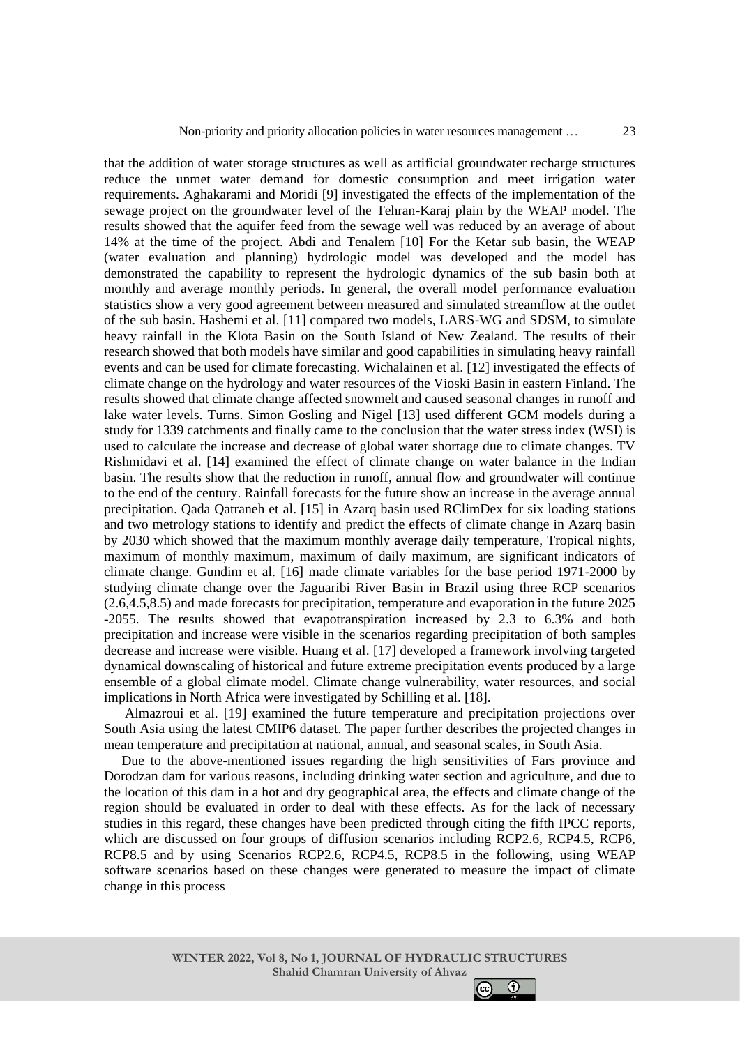that the addition of water storage structures as well as artificial groundwater recharge structures reduce the unmet water demand for domestic consumption and meet irrigation water requirements. Aghakarami and Moridi [9] investigated the effects of the implementation of the sewage project on the groundwater level of the Tehran-Karaj plain by the WEAP model. The results showed that the aquifer feed from the sewage well was reduced by an average of about 14% at the time of the project. Abdi and Tenalem [10] For the Ketar sub basin, the WEAP (water evaluation and planning) hydrologic model was developed and the model has demonstrated the capability to represent the hydrologic dynamics of the sub basin both at monthly and average monthly periods. In general, the overall model performance evaluation statistics show a very good agreement between measured and simulated streamflow at the outlet of the sub basin. Hashemi et al. [11] compared two models, LARS-WG and SDSM, to simulate heavy rainfall in the Klota Basin on the South Island of New Zealand. The results of their research showed that both models have similar and good capabilities in simulating heavy rainfall events and can be used for climate forecasting. Wichalainen et al. [12] investigated the effects of climate change on the hydrology and water resources of the Vioski Basin in eastern Finland. The results showed that climate change affected snowmelt and caused seasonal changes in runoff and lake water levels. Turns. Simon Gosling and Nigel [13] used different GCM models during a study for 1339 catchments and finally came to the conclusion that the water stress index (WSI) is used to calculate the increase and decrease of global water shortage due to climate changes. TV Rishmidavi et al. [14] examined the effect of climate change on water balance in the Indian basin. The results show that the reduction in runoff, annual flow and groundwater will continue to the end of the century. Rainfall forecasts for the future show an increase in the average annual precipitation. Qada Qatraneh et al. [15] in Azarq basin used RClimDex for six loading stations and two metrology stations to identify and predict the effects of climate change in Azarq basin by 2030 which showed that the maximum monthly average daily temperature, Tropical nights, maximum of monthly maximum, maximum of daily maximum, are significant indicators of climate change. Gundim et al. [16] made climate variables for the base period 1971-2000 by studying climate change over the Jaguaribi River Basin in Brazil using three RCP scenarios (2.6,4.5,8.5) and made forecasts for precipitation, temperature and evaporation in the future 2025 -2055. The results showed that evapotranspiration increased by 2.3 to 6.3% and both precipitation and increase were visible in the scenarios regarding precipitation of both samples decrease and increase were visible. Huang et al. [17] developed a framework involving targeted dynamical downscaling of historical and future extreme precipitation events produced by a large ensemble of a global climate model. Climate change vulnerability, water resources, and social implications in North Africa were investigated by Schilling et al. [18].

Almazroui et al. [19] examined the future temperature and precipitation projections over South Asia using the latest CMIP6 dataset. The paper further describes the projected changes in mean temperature and precipitation at national, annual, and seasonal scales, in South Asia.

Due to the above-mentioned issues regarding the high sensitivities of Fars province and Dorodzan dam for various reasons, including drinking water section and agriculture, and due to the location of this dam in a hot and dry geographical area, the effects and climate change of the region should be evaluated in order to deal with these effects. As for the lack of necessary studies in this regard, these changes have been predicted through citing the fifth IPCC reports, which are discussed on four groups of diffusion scenarios including RCP2.6, RCP4.5, RCP6, RCP8.5 and by using Scenarios RCP2.6, RCP4.5, RCP8.5 in the following, using WEAP software scenarios based on these changes were generated to measure the impact of climate change in this process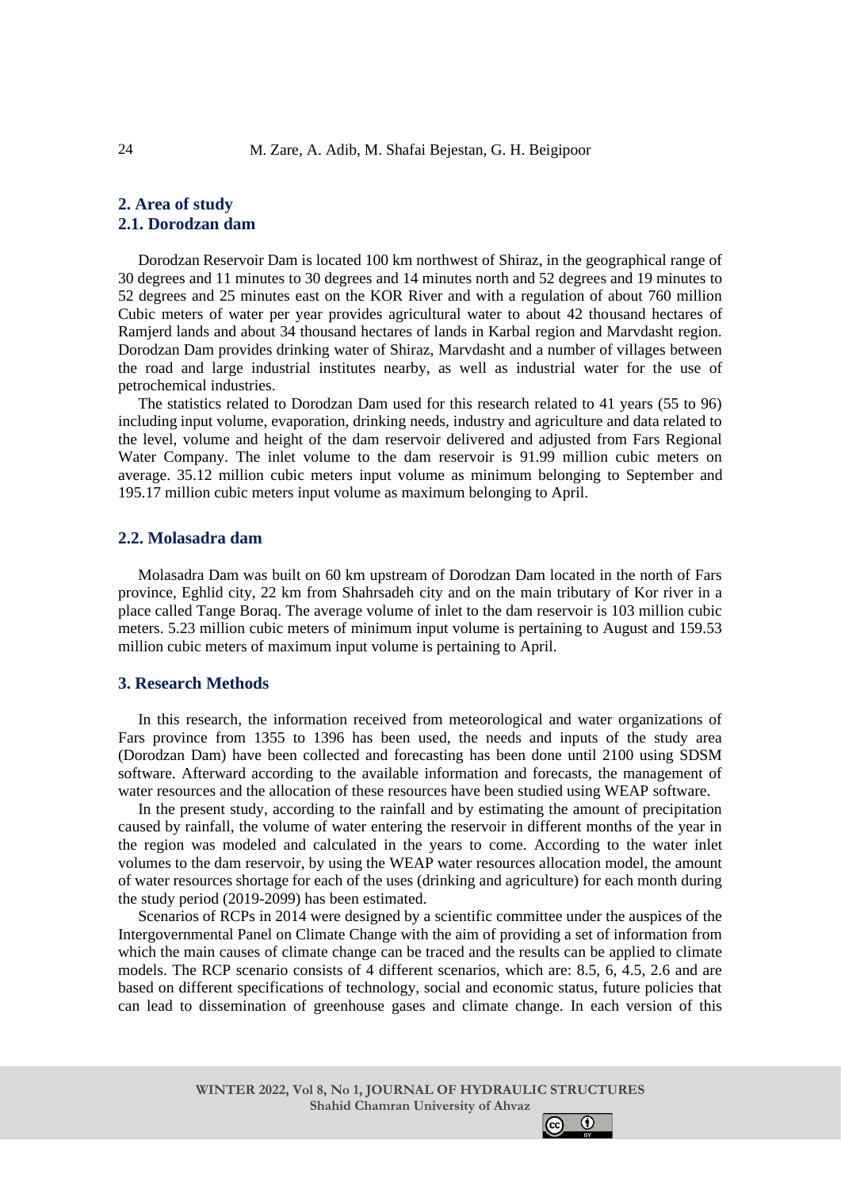## 2. Area of study

### 2.1. Dorodzan dam

Dorodzan Reservoir Dam is located 100 km northwest of Shiraz, in the geographical range of 30 degrees and 11 minutes to 30 degrees and 14 minutes north and 52 degrees and 19 minutes to 52 degrees and 25 minutes east on the KOR River and with a regulation of about 760 million Cubic meters of water per year provides agricultural water to about 42 thousand hectares of Ramjerd lands and about 34 thousand hectares of lands in Karbal region and Marvdasht region. Dorodzan Dam provides drinking water of Shiraz, Marvdasht and a number of villages between the road and large industrial institutes nearby, as well as industrial water for the use of petrochemical industries.

The statistics related to Dorodzan Dam used for this research related to 41 years (55 to 96) including input volume, evaporation, drinking needs, industry and agriculture and data related to the level, volume and height of the dam reservoir delivered and adjusted from Fars Regional Water Company. The inlet volume to the dam reservoir is 91.99 million cubic meters on average. 35.12 million cubic meters input volume as minimum belonging to September and 195.17 million cubic meters input volume as maximum belonging to April.

### 2.2. Molasadra dam

Molasadra Dam was built on 60 km upstream of Dorodzan Dam located in the north of Fars province, Eghlid city, 22 km from Shahrsadeh city and on the main tributary of Kor river in a place called Tange Boraq. The average volume of inlet to the dam reservoir is 103 million cubic meters. 5.23 million cubic meters of minimum input volume is pertaining to August and 159.53 million cubic meters of maximum input volume is pertaining to April.

## 3. Research Methods

In this research, the information received from meteorological and water organizations of Fars province from 1355 to 1396 has been used, the needs and inputs of the study area (Dorodzan Dam) have been collected and forecasting has been done until 2100 using SDSM software. Afterward according to the available information and forecasts, the management of water resources and the allocation of these resources have been studied using WEAP software.

In the present study, according to the rainfall and by estimating the amount of precipitation caused by rainfall, the volume of water entering the reservoir in different months of the year in the region was modeled and calculated in the years to come. According to the water inlet volumes to the dam reservoir, by using the WEAP water resources allocation model, the amount of water resources shortage for each of the uses (drinking and agriculture) for each month during the study period (2019-2099) has been estimated.

Scenarios of RCPs in 2014 were designed by a scientific committee under the auspices of the Intergovernmental Panel on Climate Change with the aim of providing a set of information from which the main causes of climate change can be traced and the results can be applied to climate models. The RCP scenario consists of 4 different scenarios, which are: 8.5, 6, 4.5, 2.6 and are based on different specifications of technology, social and economic status, future policies that can lead to dissemination of greenhouse gases and climate change. In each version of this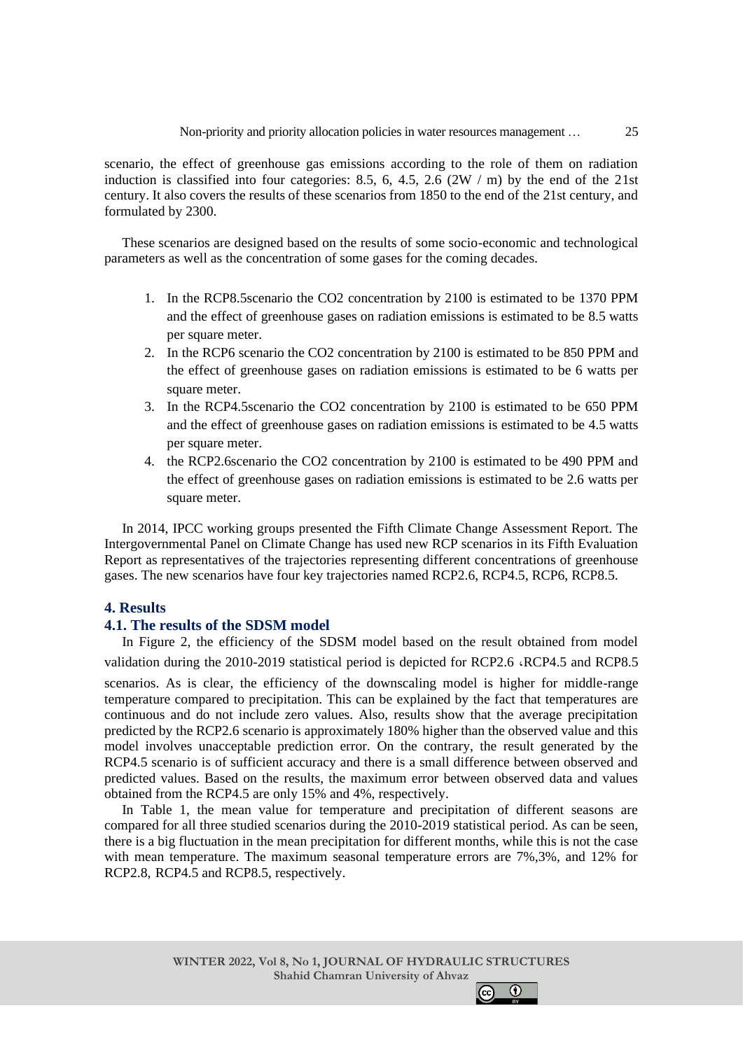scenario, the effect of greenhouse gas emissions according to the role of them on radiation induction is classified into four categories: 8.5, 6, 4.5, 2.6 (2W / m) by the end of the 21st century. It also covers the results of these scenarios from 1850 to the end of the 21st century, and formulated by 2300.

These scenarios are designed based on the results of some socio-economic and technological parameters as well as the concentration of some gases for the coming decades.

1. In the RCP8.5scenario the CO2 concentration by 2100 is estimated to be 1370 PPM and the effect of greenhouse gases on radiation emissions is estimated to be 8.5 watts per square meter.
2. In the RCP6 scenario the CO2 concentration by 2100 is estimated to be 850 PPM and the effect of greenhouse gases on radiation emissions is estimated to be 6 watts per square meter.
3. In the RCP4.5scenario the CO2 concentration by 2100 is estimated to be 650 PPM and the effect of greenhouse gases on radiation emissions is estimated to be 4.5 watts per square meter.
4. the RCP2.6scenario the CO2 concentration by 2100 is estimated to be 490 PPM and the effect of greenhouse gases on radiation emissions is estimated to be 2.6 watts per square meter.

In 2014, IPCC working groups presented the Fifth Climate Change Assessment Report. The Intergovernmental Panel on Climate Change has used new RCP scenarios in its Fifth Evaluation Report as representatives of the trajectories representing different concentrations of greenhouse gases. The new scenarios have four key trajectories named RCP2.6, RCP4.5, RCP6, RCP8.5.

## 4. Results

### 4.1. The results of the SDSM model

In Figure 2, the efficiency of the SDSM model based on the result obtained from model validation during the 2010-2019 statistical period is depicted for RCP2.6 ،RCP4.5 and RCP8.5 scenarios. As is clear, the efficiency of the downscaling model is higher for middle-range temperature compared to precipitation. This can be explained by the fact that temperatures are continuous and do not include zero values. Also, results show that the average precipitation predicted by the RCP2.6 scenario is approximately 180% higher than the observed value and this model involves unacceptable prediction error. On the contrary, the result generated by the RCP4.5 scenario is of sufficient accuracy and there is a small difference between observed and predicted values. Based on the results, the maximum error between observed data and values obtained from the RCP4.5 are only 15% and 4%, respectively.

In Table 1, the mean value for temperature and precipitation of different seasons are compared for all three studied scenarios during the 2010-2019 statistical period. As can be seen, there is a big fluctuation in the mean precipitation for different months, while this is not the case with mean temperature. The maximum seasonal temperature errors are 7%,3%, and 12% for RCP2.8, RCP4.5 and RCP8.5, respectively.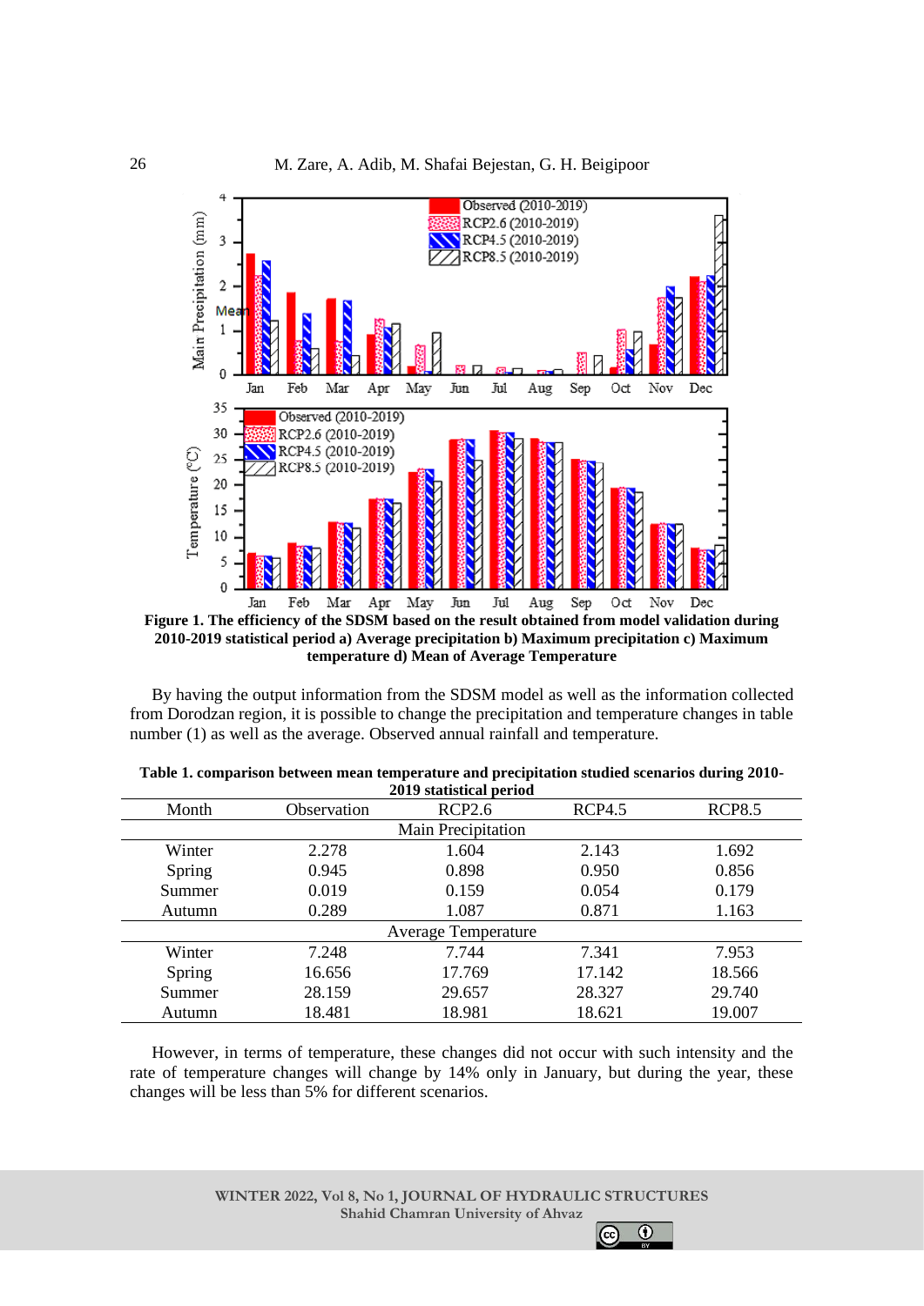**Figure 1. The efficiency of the SDSM based on the result obtained from model validation during 2010-2019 statistical period a) Average precipitation b) Maximum precipitation c) Maximum temperature d) Mean of Average Temperature**

By having the output information from the SDSM model as well as the information collected from Dorodzan region, it is possible to change the precipitation and temperature changes in table number (1) as well as the average. Observed annual rainfall and temperature.

**Table 1. comparison between mean temperature and precipitation studied scenarios during 2010-2019 statistical period**

| Month | Observation | RCP2.6 | RCP4.5 | RCP8.5 |
|---|---|---|---|---|
| | | Main Precipitation | | |
| Winter | 2.278 | 1.604 | 2.143 | 1.692 |
| Spring | 0.945 | 0.898 | 0.950 | 0.856 |
| Summer | 0.019 | 0.159 | 0.054 | 0.179 |
| Autumn | 0.289 | 1.087 | 0.871 | 1.163 |
| | | Average Temperature | | |
| Winter | 7.248 | 7.744 | 7.341 | 7.953 |
| Spring | 16.656 | 17.769 | 17.142 | 18.566 |
| Summer | 28.159 | 29.657 | 28.327 | 29.740 |
| Autumn | 18.481 | 18.981 | 18.621 | 19.007 |

However, in terms of temperature, these changes did not occur with such intensity and the rate of temperature changes will change by 14% only in January, but during the year, these changes will be less than 5% for different scenarios.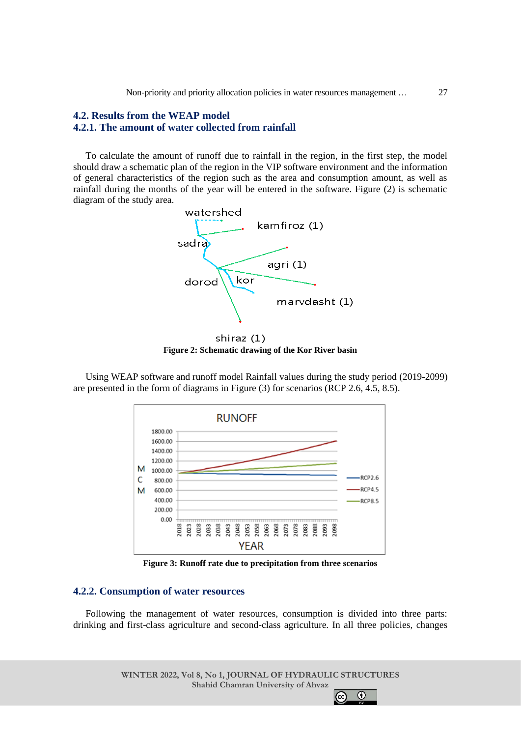## 4.2. Results from the WEAP model

### 4.2.1. The amount of water collected from rainfall

To calculate the amount of runoff due to rainfall in the region, in the first step, the model should draw a schematic plan of the region in the VIP software environment and the information of general characteristics of the region such as the area and consumption amount, as well as rainfall during the months of the year will be entered in the software. Figure (2) is schematic diagram of the study area.

**Figure 2: Schematic drawing of the Kor River basin**

Using WEAP software and runoff model Rainfall values during the study period (2019-2099) are presented in the form of diagrams in Figure (3) for scenarios (RCP 2.6, 4.5, 8.5).

**Figure 3: Runoff rate due to precipitation from three scenarios**

### 4.2.2. Consumption of water resources

Following the management of water resources, consumption is divided into three parts: drinking and first-class agriculture and second-class agriculture. In all three policies, changes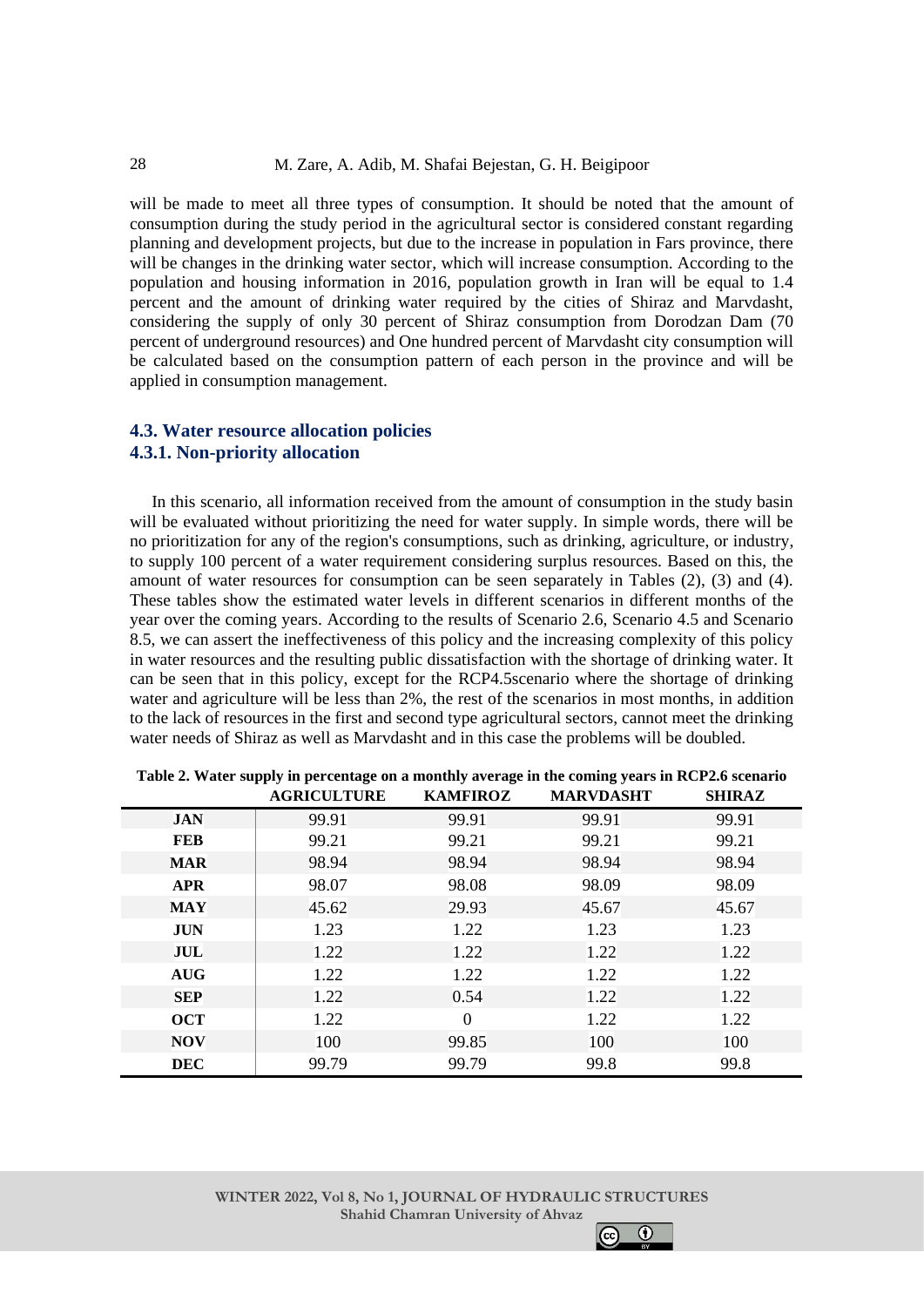will be made to meet all three types of consumption. It should be noted that the amount of consumption during the study period in the agricultural sector is considered constant regarding planning and development projects, but due to the increase in population in Fars province, there will be changes in the drinking water sector, which will increase consumption. According to the population and housing information in 2016, population growth in Iran will be equal to 1.4 percent and the amount of drinking water required by the cities of Shiraz and Marvdasht, considering the supply of only 30 percent of Shiraz consumption from Dorodzan Dam (70 percent of underground resources) and One hundred percent of Marvdasht city consumption will be calculated based on the consumption pattern of each person in the province and will be applied in consumption management.

### 4.3. Water resource allocation policies

#### 4.3.1. Non-priority allocation

In this scenario, all information received from the amount of consumption in the study basin will be evaluated without prioritizing the need for water supply. In simple words, there will be no prioritization for any of the region's consumptions, such as drinking, agriculture, or industry, to supply 100 percent of a water requirement considering surplus resources. Based on this, the amount of water resources for consumption can be seen separately in Tables (2), (3) and (4). These tables show the estimated water levels in different scenarios in different months of the year over the coming years. According to the results of Scenario 2.6, Scenario 4.5 and Scenario 8.5, we can assert the ineffectiveness of this policy and the increasing complexity of this policy in water resources and the resulting public dissatisfaction with the shortage of drinking water. It can be seen that in this policy, except for the RCP4.5scenario where the shortage of drinking water and agriculture will be less than 2%, the rest of the scenarios in most months, in addition to the lack of resources in the first and second type agricultural sectors, cannot meet the drinking water needs of Shiraz as well as Marvdasht and in this case the problems will be doubled.

**Table 2. Water supply in percentage on a monthly average in the coming years in RCP2.6 scenario**

| | AGRICULTURE | KAMFIROZ | MARVDASHT | SHIRAZ |
|---|---|---|---|---|
| **JAN** | 99.91 | 99.91 | 99.91 | 99.91 |
| **FEB** | 99.21 | 99.21 | 99.21 | 99.21 |
| **MAR** | 98.94 | 98.94 | 98.94 | 98.94 |
| **APR** | 98.07 | 98.08 | 98.09 | 98.09 |
| **MAY** | 45.62 | 29.93 | 45.67 | 45.67 |
| **JUN** | 1.23 | 1.22 | 1.23 | 1.23 |
| **JUL** | 1.22 | 1.22 | 1.22 | 1.22 |
| **AUG** | 1.22 | 1.22 | 1.22 | 1.22 |
| **SEP** | 1.22 | 0.54 | 1.22 | 1.22 |
| **OCT** | 1.22 | 0 | 1.22 | 1.22 |
| **NOV** | 100 | 99.85 | 100 | 100 |
| **DEC** | 99.79 | 99.79 | 99.8 | 99.8 |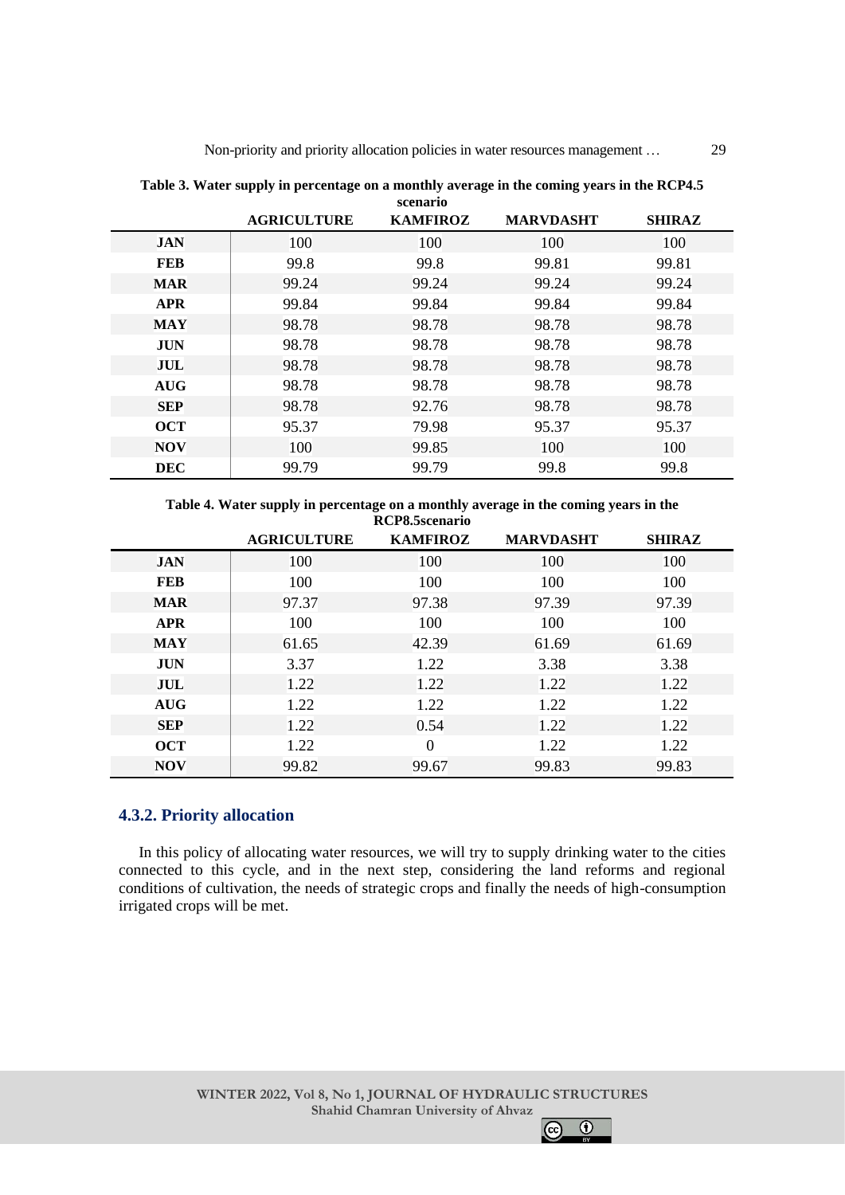**Table 3. Water supply in percentage on a monthly average in the coming years in the RCP4.5 scenario**

| | AGRICULTURE | KAMFIROZ | MARVDASHT | SHIRAZ |
|---|---|---|---|---|
| **JAN** | 100 | 100 | 100 | 100 |
| **FEB** | 99.8 | 99.8 | 99.81 | 99.81 |
| **MAR** | 99.24 | 99.24 | 99.24 | 99.24 |
| **APR** | 99.84 | 99.84 | 99.84 | 99.84 |
| **MAY** | 98.78 | 98.78 | 98.78 | 98.78 |
| **JUN** | 98.78 | 98.78 | 98.78 | 98.78 |
| **JUL** | 98.78 | 98.78 | 98.78 | 98.78 |
| **AUG** | 98.78 | 98.78 | 98.78 | 98.78 |
| **SEP** | 98.78 | 92.76 | 98.78 | 98.78 |
| **OCT** | 95.37 | 79.98 | 95.37 | 95.37 |
| **NOV** | 100 | 99.85 | 100 | 100 |
| **DEC** | 99.79 | 99.79 | 99.8 | 99.8 |

**Table 4. Water supply in percentage on a monthly average in the coming years in the RCP8.5scenario**

| | AGRICULTURE | KAMFIROZ | MARVDASHT | SHIRAZ |
|---|---|---|---|---|
| **JAN** | 100 | 100 | 100 | 100 |
| **FEB** | 100 | 100 | 100 | 100 |
| **MAR** | 97.37 | 97.38 | 97.39 | 97.39 |
| **APR** | 100 | 100 | 100 | 100 |
| **MAY** | 61.65 | 42.39 | 61.69 | 61.69 |
| **JUN** | 3.37 | 1.22 | 3.38 | 3.38 |
| **JUL** | 1.22 | 1.22 | 1.22 | 1.22 |
| **AUG** | 1.22 | 1.22 | 1.22 | 1.22 |
| **SEP** | 1.22 | 0.54 | 1.22 | 1.22 |
| **OCT** | 1.22 | 0 | 1.22 | 1.22 |
| **NOV** | 99.82 | 99.67 | 99.83 | 99.83 |

### 4.3.2. Priority allocation

In this policy of allocating water resources, we will try to supply drinking water to the cities connected to this cycle, and in the next step, considering the land reforms and regional conditions of cultivation, the needs of strategic crops and finally the needs of high-consumption irrigated crops will be met.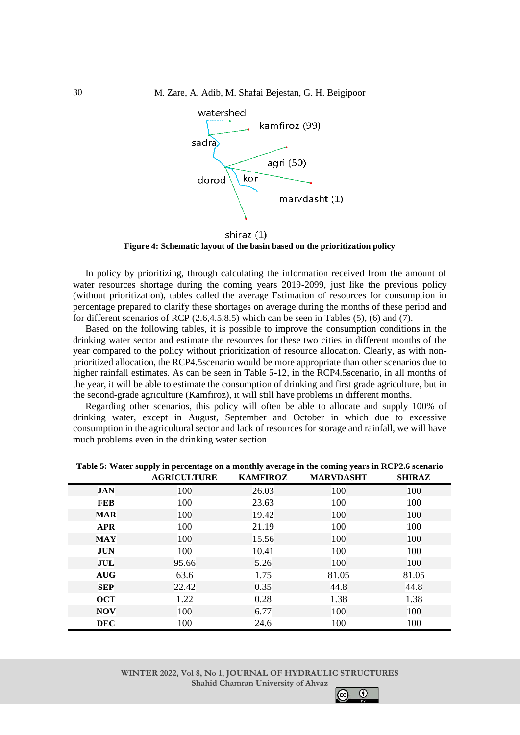Figure 4: Schematic layout of the basin based on the prioritization policy

In policy by prioritizing, through calculating the information received from the amount of water resources shortage during the coming years 2019-2099, just like the previous policy (without prioritization), tables called the average Estimation of resources for consumption in percentage prepared to clarify these shortages on average during the months of these period and for different scenarios of RCP (2.6,4.5,8.5) which can be seen in Tables (5), (6) and (7).

Based on the following tables, it is possible to improve the consumption conditions in the drinking water sector and estimate the resources for these two cities in different months of the year compared to the policy without prioritization of resource allocation. Clearly, as with non-prioritized allocation, the RCP4.5scenario would be more appropriate than other scenarios due to higher rainfall estimates. As can be seen in Table 5-12, in the RCP4.5scenario, in all months of the year, it will be able to estimate the consumption of drinking and first grade agriculture, but in the second-grade agriculture (Kamfiroz), it will still have problems in different months.

Regarding other scenarios, this policy will often be able to allocate and supply 100% of drinking water, except in August, September and October in which due to excessive consumption in the agricultural sector and lack of resources for storage and rainfall, we will have much problems even in the drinking water section

**Table 5: Water supply in percentage on a monthly average in the coming years in RCP2.6 scenario**

| | AGRICULTURE | KAMFIROZ | MARVDASHT | SHIRAZ |
|---|---|---|---|---|
| **JAN** | 100 | 26.03 | 100 | 100 |
| **FEB** | 100 | 23.63 | 100 | 100 |
| **MAR** | 100 | 19.42 | 100 | 100 |
| **APR** | 100 | 21.19 | 100 | 100 |
| **MAY** | 100 | 15.56 | 100 | 100 |
| **JUN** | 100 | 10.41 | 100 | 100 |
| **JUL** | 95.66 | 5.26 | 100 | 100 |
| **AUG** | 63.6 | 1.75 | 81.05 | 81.05 |
| **SEP** | 22.42 | 0.35 | 44.8 | 44.8 |
| **OCT** | 1.22 | 0.28 | 1.38 | 1.38 |
| **NOV** | 100 | 6.77 | 100 | 100 |
| **DEC** | 100 | 24.6 | 100 | 100 |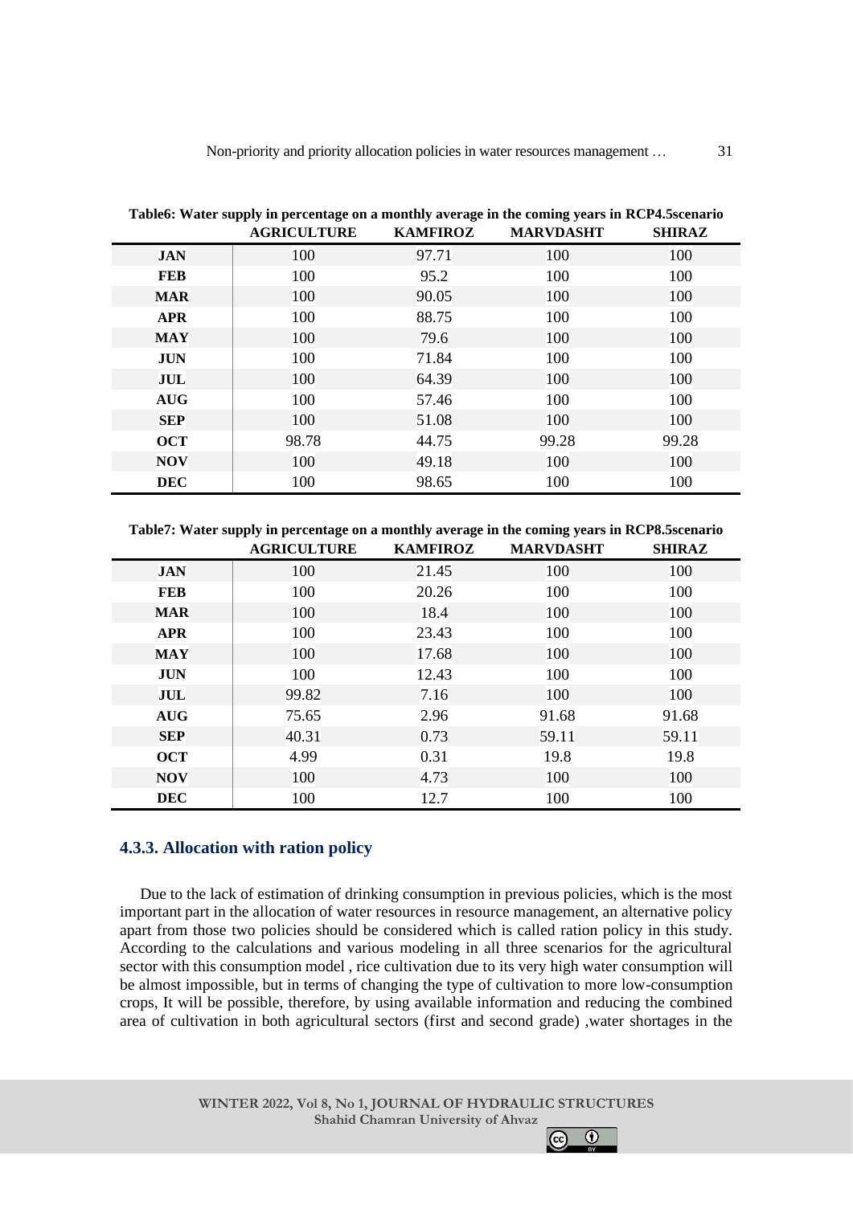**Table6: Water supply in percentage on a monthly average in the coming years in RCP4.5scenario**

| | AGRICULTURE | KAMFIROZ | MARVDASHT | SHIRAZ |
|---|---|---|---|---|
| **JAN** | 100 | 97.71 | 100 | 100 |
| **FEB** | 100 | 95.2 | 100 | 100 |
| **MAR** | 100 | 90.05 | 100 | 100 |
| **APR** | 100 | 88.75 | 100 | 100 |
| **MAY** | 100 | 79.6 | 100 | 100 |
| **JUN** | 100 | 71.84 | 100 | 100 |
| **JUL** | 100 | 64.39 | 100 | 100 |
| **AUG** | 100 | 57.46 | 100 | 100 |
| **SEP** | 100 | 51.08 | 100 | 100 |
| **OCT** | 98.78 | 44.75 | 99.28 | 99.28 |
| **NOV** | 100 | 49.18 | 100 | 100 |
| **DEC** | 100 | 98.65 | 100 | 100 |

**Table7: Water supply in percentage on a monthly average in the coming years in RCP8.5scenario**

| | AGRICULTURE | KAMFIROZ | MARVDASHT | SHIRAZ |
|---|---|---|---|---|
| **JAN** | 100 | 21.45 | 100 | 100 |
| **FEB** | 100 | 20.26 | 100 | 100 |
| **MAR** | 100 | 18.4 | 100 | 100 |
| **APR** | 100 | 23.43 | 100 | 100 |
| **MAY** | 100 | 17.68 | 100 | 100 |
| **JUN** | 100 | 12.43 | 100 | 100 |
| **JUL** | 99.82 | 7.16 | 100 | 100 |
| **AUG** | 75.65 | 2.96 | 91.68 | 91.68 |
| **SEP** | 40.31 | 0.73 | 59.11 | 59.11 |
| **OCT** | 4.99 | 0.31 | 19.8 | 19.8 |
| **NOV** | 100 | 4.73 | 100 | 100 |
| **DEC** | 100 | 12.7 | 100 | 100 |

### 4.3.3. Allocation with ration policy

Due to the lack of estimation of drinking consumption in previous policies, which is the most important part in the allocation of water resources in resource management, an alternative policy apart from those two policies should be considered which is called ration policy in this study. According to the calculations and various modeling in all three scenarios for the agricultural sector with this consumption model , rice cultivation due to its very high water consumption will be almost impossible, but in terms of changing the type of cultivation to more low-consumption crops, It will be possible, therefore, by using available information and reducing the combined area of cultivation in both agricultural sectors (first and second grade) ,water shortages in the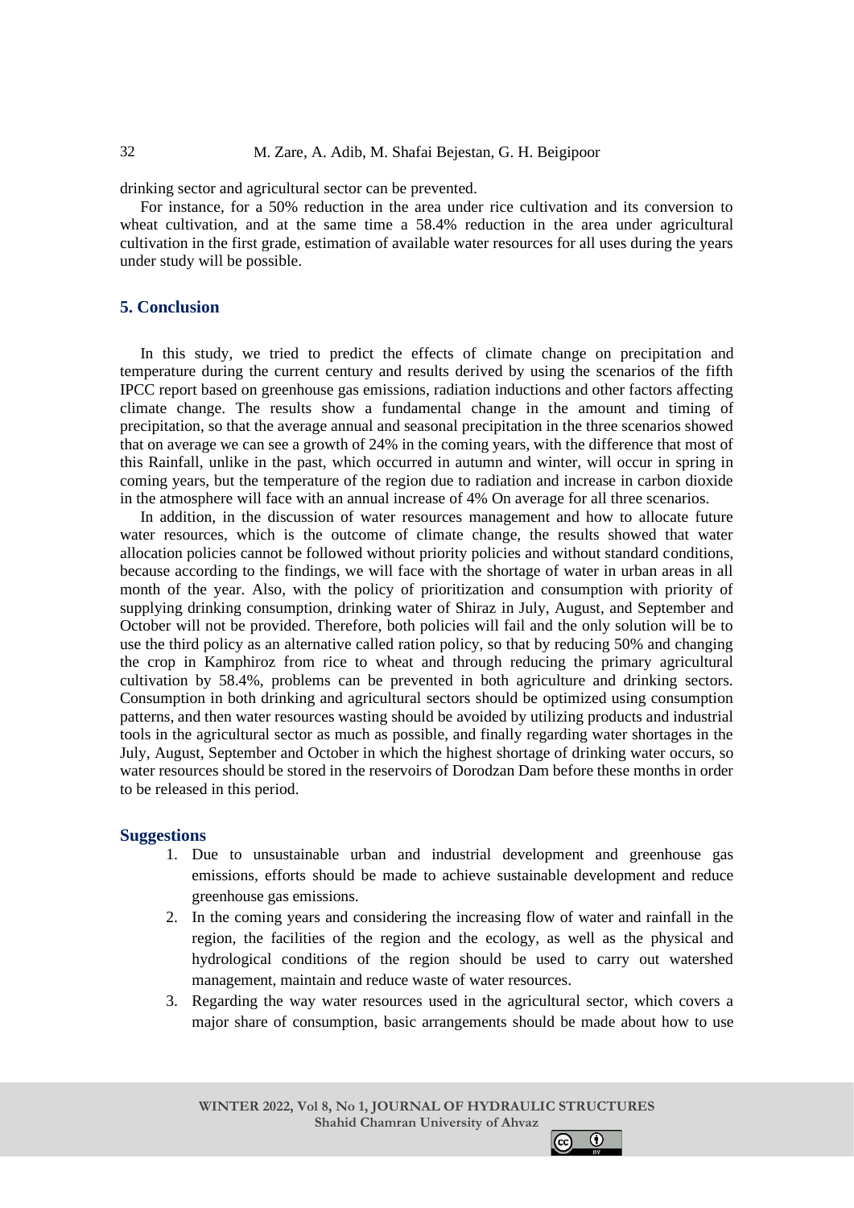drinking sector and agricultural sector can be prevented.

For instance, for a 50% reduction in the area under rice cultivation and its conversion to wheat cultivation, and at the same time a 58.4% reduction in the area under agricultural cultivation in the first grade, estimation of available water resources for all uses during the years under study will be possible.

## 5. Conclusion

In this study, we tried to predict the effects of climate change on precipitation and temperature during the current century and results derived by using the scenarios of the fifth IPCC report based on greenhouse gas emissions, radiation inductions and other factors affecting climate change. The results show a fundamental change in the amount and timing of precipitation, so that the average annual and seasonal precipitation in the three scenarios showed that on average we can see a growth of 24% in the coming years, with the difference that most of this Rainfall, unlike in the past, which occurred in autumn and winter, will occur in spring in coming years, but the temperature of the region due to radiation and increase in carbon dioxide in the atmosphere will face with an annual increase of 4% On average for all three scenarios.

In addition, in the discussion of water resources management and how to allocate future water resources, which is the outcome of climate change, the results showed that water allocation policies cannot be followed without priority policies and without standard conditions, because according to the findings, we will face with the shortage of water in urban areas in all month of the year. Also, with the policy of prioritization and consumption with priority of supplying drinking consumption, drinking water of Shiraz in July, August, and September and October will not be provided. Therefore, both policies will fail and the only solution will be to use the third policy as an alternative called ration policy, so that by reducing 50% and changing the crop in Kamphiroz from rice to wheat and through reducing the primary agricultural cultivation by 58.4%, problems can be prevented in both agriculture and drinking sectors. Consumption in both drinking and agricultural sectors should be optimized using consumption patterns, and then water resources wasting should be avoided by utilizing products and industrial tools in the agricultural sector as much as possible, and finally regarding water shortages in the July, August, September and October in which the highest shortage of drinking water occurs, so water resources should be stored in the reservoirs of Dorodzan Dam before these months in order to be released in this period.

## Suggestions

1. Due to unsustainable urban and industrial development and greenhouse gas emissions, efforts should be made to achieve sustainable development and reduce greenhouse gas emissions.
2. In the coming years and considering the increasing flow of water and rainfall in the region, the facilities of the region and the ecology, as well as the physical and hydrological conditions of the region should be used to carry out watershed management, maintain and reduce waste of water resources.
3. Regarding the way water resources used in the agricultural sector, which covers a major share of consumption, basic arrangements should be made about how to use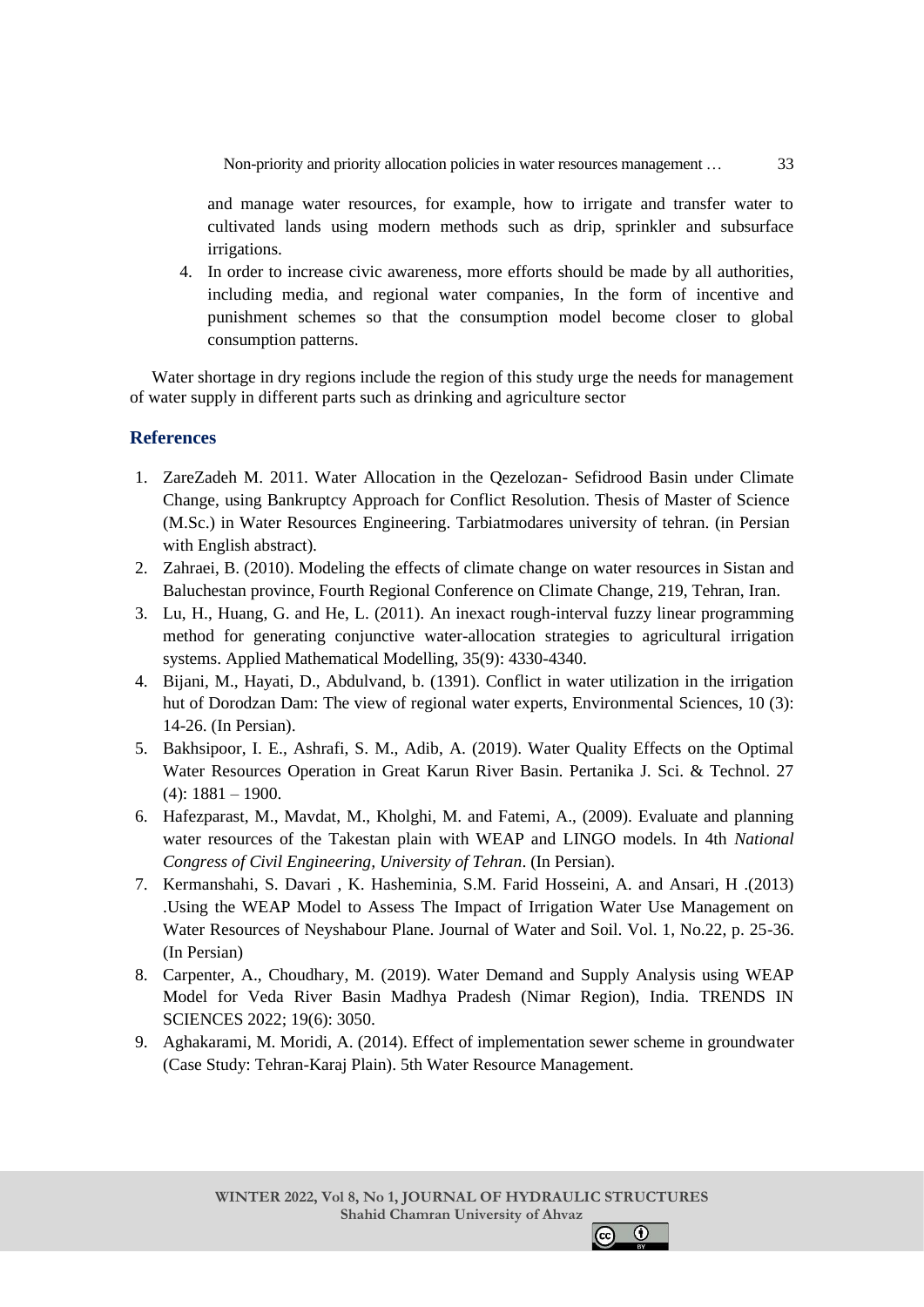and manage water resources, for example, how to irrigate and transfer water to cultivated lands using modern methods such as drip, sprinkler and subsurface irrigations.

4. In order to increase civic awareness, more efforts should be made by all authorities, including media, and regional water companies, In the form of incentive and punishment schemes so that the consumption model become closer to global consumption patterns.

Water shortage in dry regions include the region of this study urge the needs for management of water supply in different parts such as drinking and agriculture sector

## References

1. ZareZadeh M. 2011. Water Allocation in the Qezelozan- Sefidrood Basin under Climate Change, using Bankruptcy Approach for Conflict Resolution. Thesis of Master of Science (M.Sc.) in Water Resources Engineering. Tarbiatmodares university of tehran. (in Persian with English abstract).
2. Zahraei, B. (2010). Modeling the effects of climate change on water resources in Sistan and Baluchestan province, Fourth Regional Conference on Climate Change, 219, Tehran, Iran.
3. Lu, H., Huang, G. and He, L. (2011). An inexact rough-interval fuzzy linear programming method for generating conjunctive water-allocation strategies to agricultural irrigation systems. Applied Mathematical Modelling, 35(9): 4330-4340.
4. Bijani, M., Hayati, D., Abdulvand, b. (1391). Conflict in water utilization in the irrigation hut of Dorodzan Dam: The view of regional water experts, Environmental Sciences, 10 (3): 14-26. (In Persian).
5. Bakhsipoor, I. E., Ashrafi, S. M., Adib, A. (2019). Water Quality Effects on the Optimal Water Resources Operation in Great Karun River Basin. Pertanika J. Sci. & Technol. 27 (4): 1881 – 1900.
6. Hafezparast, M., Mavdat, M., Kholghi, M. and Fatemi, A., (2009). Evaluate and planning water resources of the Takestan plain with WEAP and LINGO models. In 4th *National Congress of Civil Engineering, University of Tehran*. (In Persian).
7. Kermanshahi, S. Davari , K. Hasheminia, S.M. Farid Hosseini, A. and Ansari, H .(2013) .Using the WEAP Model to Assess The Impact of Irrigation Water Use Management on Water Resources of Neyshabour Plane. Journal of Water and Soil. Vol. 1, No.22, p. 25-36. (In Persian)
8. Carpenter, A., Choudhary, M. (2019). Water Demand and Supply Analysis using WEAP Model for Veda River Basin Madhya Pradesh (Nimar Region), India. TRENDS IN SCIENCES 2022; 19(6): 3050.
9. Aghakarami, M. Moridi, A. (2014). Effect of implementation sewer scheme in groundwater (Case Study: Tehran-Karaj Plain). 5th Water Resource Management.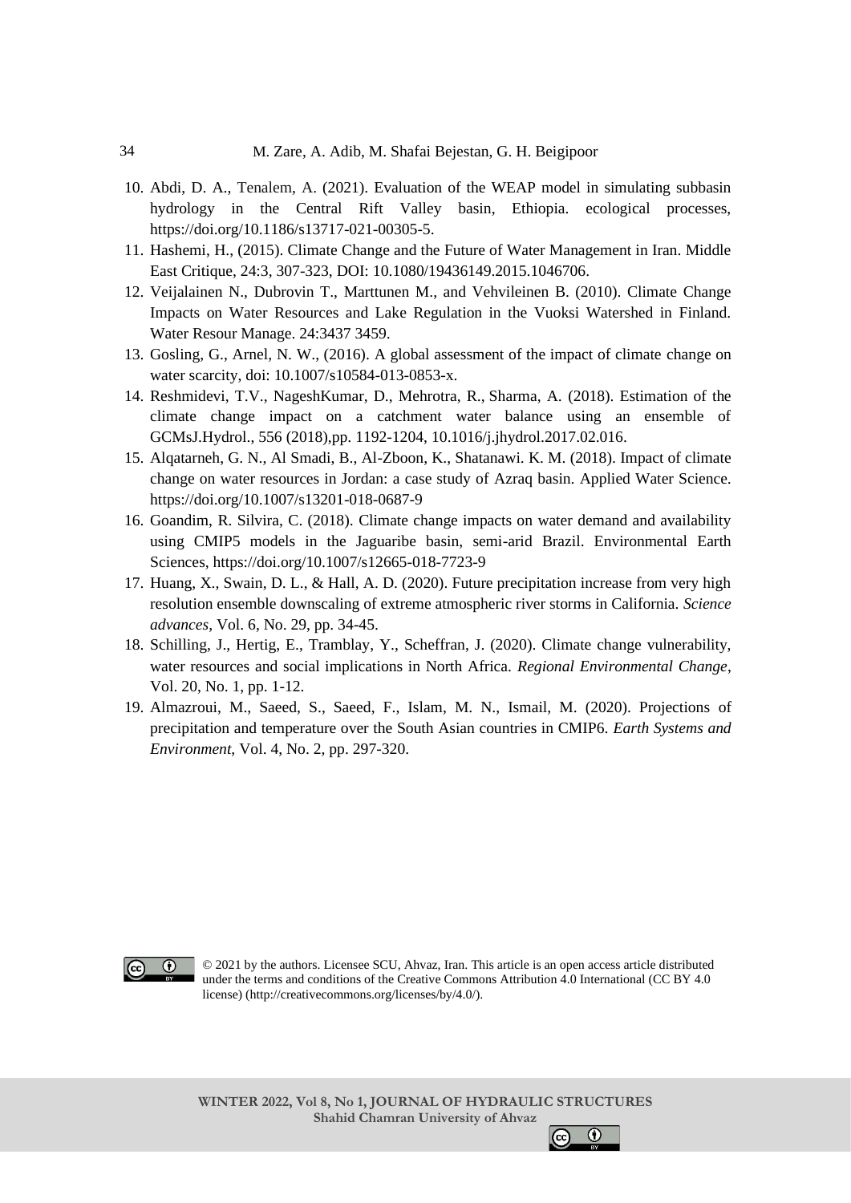10. Abdi, D. A., Tenalem, A. (2021). Evaluation of the WEAP model in simulating subbasin hydrology in the Central Rift Valley basin, Ethiopia. ecological processes, https://doi.org/10.1186/s13717-021-00305-5.
11. Hashemi, H., (2015). Climate Change and the Future of Water Management in Iran. Middle East Critique, 24:3, 307-323, DOI: 10.1080/19436149.2015.1046706.
12. Veijalainen N., Dubrovin T., Marttunen M., and Vehvileinen B. (2010). Climate Change Impacts on Water Resources and Lake Regulation in the Vuoksi Watershed in Finland. Water Resour Manage. 24:3437 3459.
13. Gosling, G., Arnel, N. W., (2016). A global assessment of the impact of climate change on water scarcity, doi: 10.1007/s10584-013-0853-x.
14. Reshmidevi, T.V., NageshKumar, D., Mehrotra, R., Sharma, A. (2018). Estimation of the climate change impact on a catchment water balance using an ensemble of GCMsJ.Hydrol., 556 (2018),pp. 1192-1204, 10.1016/j.jhydrol.2017.02.016.
15. Alqatarneh, G. N., Al Smadi, B., Al-Zboon, K., Shatanawi. K. M. (2018). Impact of climate change on water resources in Jordan: a case study of Azraq basin. Applied Water Science. https://doi.org/10.1007/s13201-018-0687-9
16. Goandim, R. Silvira, C. (2018). Climate change impacts on water demand and availability using CMIP5 models in the Jaguaribe basin, semi-arid Brazil. Environmental Earth Sciences, https://doi.org/10.1007/s12665-018-7723-9
17. Huang, X., Swain, D. L., & Hall, A. D. (2020). Future precipitation increase from very high resolution ensemble downscaling of extreme atmospheric river storms in California. *Science advances*, Vol. 6, No. 29, pp. 34-45.
18. Schilling, J., Hertig, E., Tramblay, Y., Scheffran, J. (2020). Climate change vulnerability, water resources and social implications in North Africa. *Regional Environmental Change*, Vol. 20, No. 1, pp. 1-12.
19. Almazroui, M., Saeed, S., Saeed, F., Islam, M. N., Ismail, M. (2020). Projections of precipitation and temperature over the South Asian countries in CMIP6. *Earth Systems and Environment*, Vol. 4, No. 2, pp. 297-320.

© 2021 by the authors. Licensee SCU, Ahvaz, Iran. This article is an open access article distributed under the terms and conditions of the Creative Commons Attribution 4.0 International (CC BY 4.0 license) (http://creativecommons.org/licenses/by/4.0/).